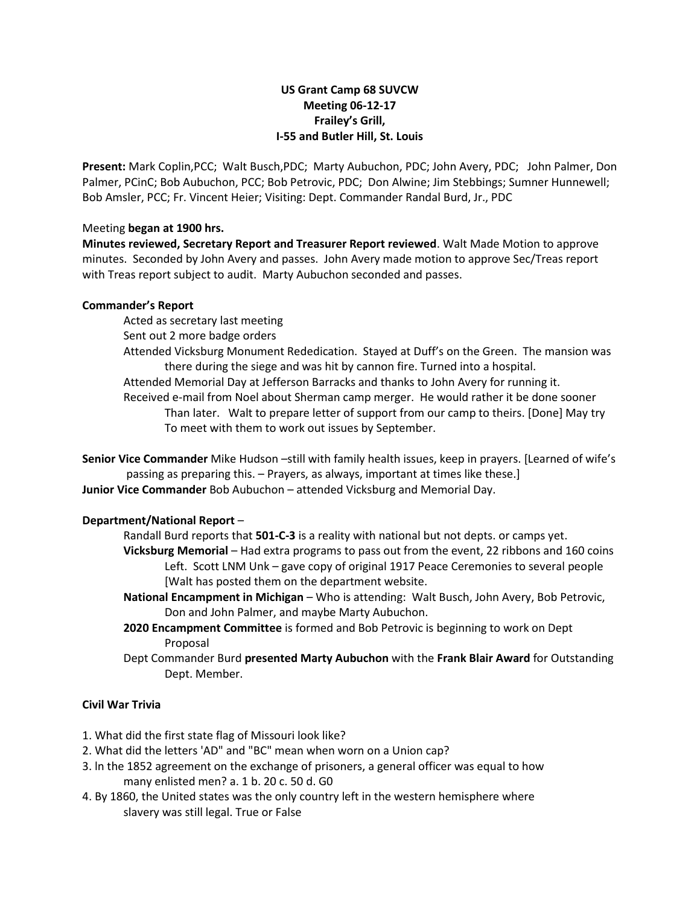**US Grant Camp 68 SUVCW**
**Meeting 06-12-17**
**Frailey's Grill,**
**I-55 and Butler Hill, St. Louis**

**Present:** Mark Coplin,PCC; Walt Busch,PDC; Marty Aubuchon, PDC; John Avery, PDC; John Palmer, Don Palmer, PCinC; Bob Aubuchon, PCC; Bob Petrovic, PDC; Don Alwine; Jim Stebbings; Sumner Hunnewell; Bob Amsler, PCC; Fr. Vincent Heier; Visiting: Dept. Commander Randal Burd, Jr., PDC

Meeting **began at 1900 hrs.**

**Minutes reviewed, Secretary Report and Treasurer Report reviewed**. Walt Made Motion to approve minutes. Seconded by John Avery and passes. John Avery made motion to approve Sec/Treas report with Treas report subject to audit. Marty Aubuchon seconded and passes.

**Commander's Report**

Acted as secretary last meeting

Sent out 2 more badge orders

Attended Vicksburg Monument Rededication. Stayed at Duff's on the Green. The mansion was there during the siege and was hit by cannon fire. Turned into a hospital.

Attended Memorial Day at Jefferson Barracks and thanks to John Avery for running it.

Received e-mail from Noel about Sherman camp merger. He would rather it be done sooner Than later. Walt to prepare letter of support from our camp to theirs. [Done] May try To meet with them to work out issues by September.

**Senior Vice Commander** Mike Hudson –still with family health issues, keep in prayers. [Learned of wife's passing as preparing this. – Prayers, as always, important at times like these.]

**Junior Vice Commander** Bob Aubuchon – attended Vicksburg and Memorial Day.

**Department/National Report** –

Randall Burd reports that **501-C-3** is a reality with national but not depts. or camps yet.

**Vicksburg Memorial** – Had extra programs to pass out from the event, 22 ribbons and 160 coins Left. Scott LNM Unk – gave copy of original 1917 Peace Ceremonies to several people [Walt has posted them on the department website.

**National Encampment in Michigan** – Who is attending: Walt Busch, John Avery, Bob Petrovic, Don and John Palmer, and maybe Marty Aubuchon.

**2020 Encampment Committee** is formed and Bob Petrovic is beginning to work on Dept Proposal

Dept Commander Burd **presented Marty Aubuchon** with the **Frank Blair Award** for Outstanding Dept. Member.

**Civil War Trivia**

1. What did the first state flag of Missouri look like?
2. What did the letters 'AD" and "BC" mean when worn on a Union cap?
3. ln the 1852 agreement on the exchange of prisoners, a general officer was equal to how many enlisted men? a. 1 b. 20 c. 50 d. G0
4. By 1860, the United states was the only country left in the western hemisphere where slavery was still legal. True or False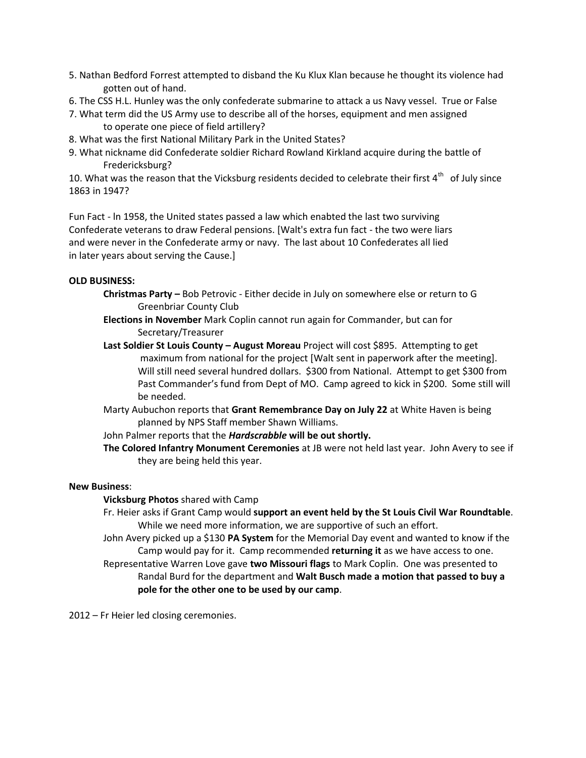5. Nathan Bedford Forrest attempted to disband the Ku Klux Klan because he thought its violence had gotten out of hand.
6. The CSS H.L. Hunley was the only confederate submarine to attack a us Navy vessel. True or False
7. What term did the US Army use to describe all of the horses, equipment and men assigned to operate one piece of field artillery?
8. What was the first National Military Park in the United States?
9. What nickname did Confederate soldier Richard Rowland Kirkland acquire during the battle of Fredericksburg?
10. What was the reason that the Vicksburg residents decided to celebrate their first 4th of July since 1863 in 1947?

Fun Fact - ln 1958, the United states passed a law which enabted the last two surviving Confederate veterans to draw Federal pensions. [Walt's extra fun fact - the two were liars and were never in the Confederate army or navy. The last about 10 Confederates all lied in later years about serving the Cause.]

**OLD BUSINESS:**

**Christmas Party –** Bob Petrovic - Either decide in July on somewhere else or return to G Greenbriar County Club

**Elections in November** Mark Coplin cannot run again for Commander, but can for Secretary/Treasurer

**Last Soldier St Louis County – August Moreau** Project will cost $895. Attempting to get maximum from national for the project [Walt sent in paperwork after the meeting]. Will still need several hundred dollars. $300 from National. Attempt to get $300 from Past Commander's fund from Dept of MO. Camp agreed to kick in $200. Some still will be needed.

Marty Aubuchon reports that **Grant Remembrance Day on July 22** at White Haven is being planned by NPS Staff member Shawn Williams.

John Palmer reports that the ***Hardscrabble* will be out shortly.**

**The Colored Infantry Monument Ceremonies** at JB were not held last year. John Avery to see if they are being held this year.

**New Business**:

**Vicksburg Photos** shared with Camp

Fr. Heier asks if Grant Camp would **support an event held by the St Louis Civil War Roundtable**. While we need more information, we are supportive of such an effort.

John Avery picked up a $130 **PA System** for the Memorial Day event and wanted to know if the Camp would pay for it. Camp recommended **returning it** as we have access to one.

Representative Warren Love gave **two Missouri flags** to Mark Coplin. One was presented to Randal Burd for the department and **Walt Busch made a motion that passed to buy a pole for the other one to be used by our camp**.

2012 – Fr Heier led closing ceremonies.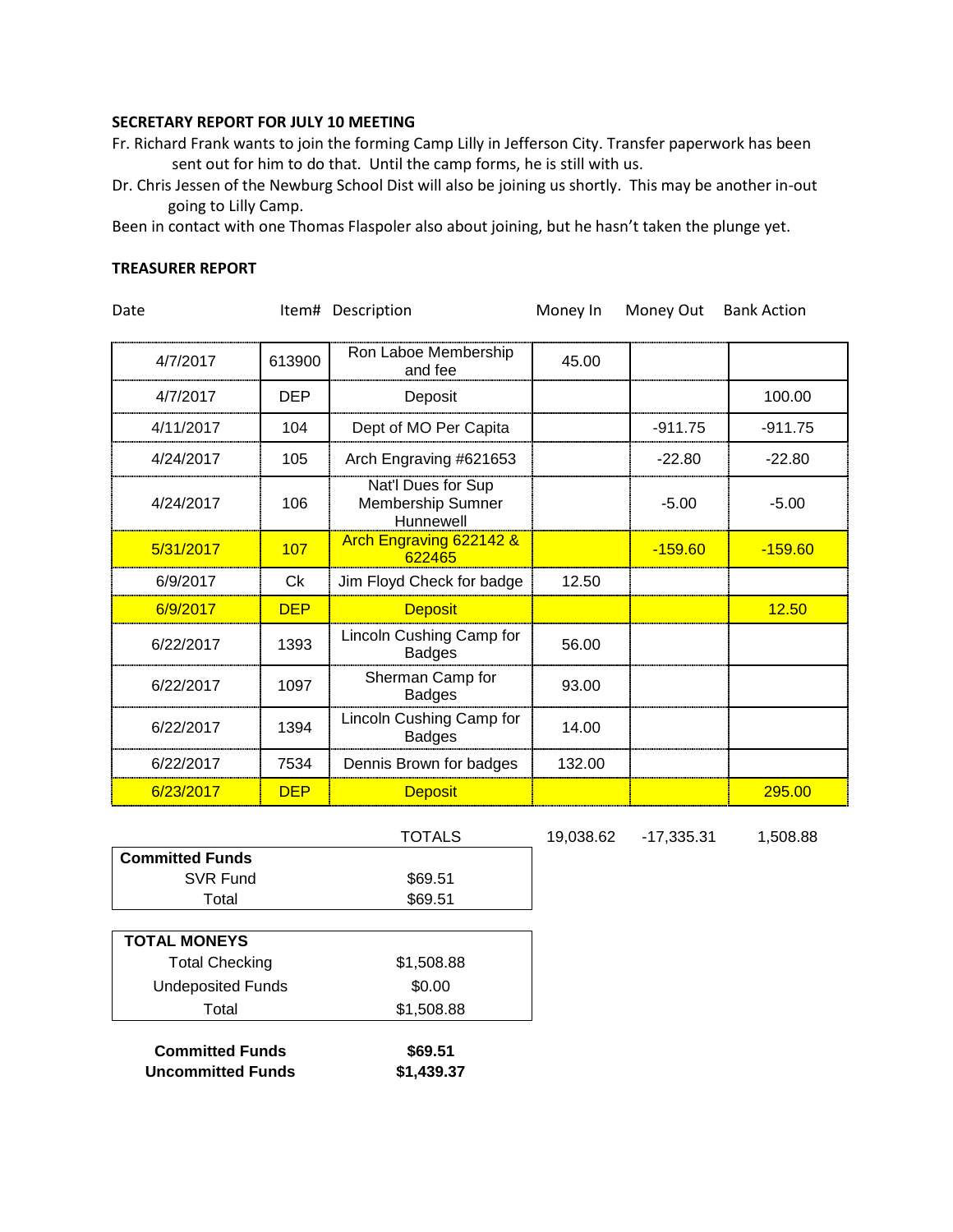**SECRETARY REPORT FOR JULY 10 MEETING**

Fr. Richard Frank wants to join the forming Camp Lilly in Jefferson City. Transfer paperwork has been sent out for him to do that. Until the camp forms, he is still with us.

Dr. Chris Jessen of the Newburg School Dist will also be joining us shortly. This may be another in-out going to Lilly Camp.

Been in contact with one Thomas Flaspoler also about joining, but he hasn't taken the plunge yet.

**TREASURER REPORT**

| Date | Item# | Description | Money In | Money Out | Bank Action |
|---|---|---|---|---|---|
| 4/7/2017 | 613900 | Ron Laboe Membership and fee | 45.00 | | |
| 4/7/2017 | DEP | Deposit | | | 100.00 |
| 4/11/2017 | 104 | Dept of MO Per Capita | | -911.75 | -911.75 |
| 4/24/2017 | 105 | Arch Engraving #621653 | | -22.80 | -22.80 |
| 4/24/2017 | 106 | Nat'l Dues for Sup Membership Sumner Hunnewell | | -5.00 | -5.00 |
| 5/31/2017 | 107 | Arch Engraving 622142 & 622465 | | -159.60 | -159.60 |
| 6/9/2017 | Ck | Jim Floyd Check for badge | 12.50 | | |
| 6/9/2017 | DEP | Deposit | | | 12.50 |
| 6/22/2017 | 1393 | Lincoln Cushing Camp for Badges | 56.00 | | |
| 6/22/2017 | 1097 | Sherman Camp for Badges | 93.00 | | |
| 6/22/2017 | 1394 | Lincoln Cushing Camp for Badges | 14.00 | | |
| 6/22/2017 | 7534 | Dennis Brown for badges | 132.00 | | |
| 6/23/2017 | DEP | Deposit | | | 295.00 |
| | | TOTALS | 19,038.62 | -17,335.31 | 1,508.88 |

| **Committed Funds** | |
|---|---|
| SVR Fund | $69.51 |
| Total | $69.51 |

| **TOTAL MONEYS** | |
|---|---|
| Total Checking | $1,508.88 |
| Undeposited Funds | $0.00 |
| Total | $1,508.88 |

| | |
|---|---|
| **Committed Funds** | **$69.51** |
| **Uncommitted Funds** | **$1,439.37** |